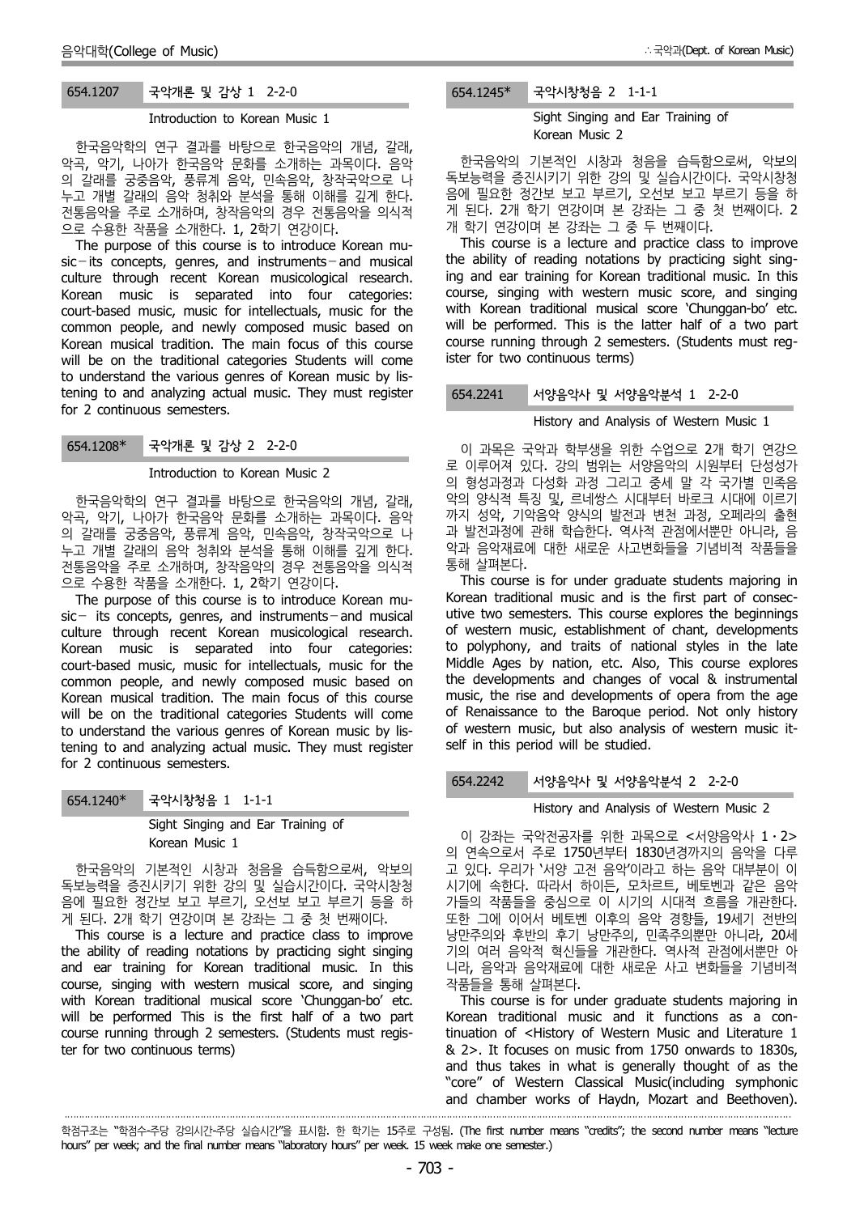### 654.1207 국악개론 및 감상 1 2-2-0

Introduction to Korean Music 1

한국음악학의 연구 결과를 바탕으로 한국음악의 개념, 갈래, 악곡, 악기, 나아가 한국음악 문화를 소개하는 과목이다. 음악의 갈래를 궁중음악, 풍류계 음악, 민속음악, 창작국악으로 나누고 개별 갈래의 음악 청취와 분석을 통해 이해를 깊게 한다. 전통음악을 주로 소개하며, 창작음악의 경우 전통음악을 의식적으로 수용한 작품을 소개한다. 1, 2학기 연강이다.

The purpose of this course is to introduce Korean music－its concepts, genres, and instruments－and musical culture through recent Korean musicological research. Korean music is separated into four categories: court-based music, music for intellectuals, music for the common people, and newly composed music based on Korean musical tradition. The main focus of this course will be on the traditional categories Students will come to understand the various genres of Korean music by listening to and analyzing actual music. They must register for 2 continuous semesters.

### 654.1208* 국악개론 및 감상 2 2-2-0

Introduction to Korean Music 2

한국음악학의 연구 결과를 바탕으로 한국음악의 개념, 갈래, 악곡, 악기, 나아가 한국음악 문화를 소개하는 과목이다. 음악의 갈래를 궁중음악, 풍류계 음악, 민속음악, 창작국악으로 나누고 개별 갈래의 음악 청취와 분석을 통해 이해를 깊게 한다. 전통음악을 주로 소개하며, 창작음악의 경우 전통음악을 의식적으로 수용한 작품을 소개한다. 1, 2학기 연강이다.

The purpose of this course is to introduce Korean music－ its concepts, genres, and instruments－and musical culture through recent Korean musicological research. Korean music is separated into four categories: court-based music, music for intellectuals, music for the common people, and newly composed music based on Korean musical tradition. The main focus of this course will be on the traditional categories Students will come to understand the various genres of Korean music by listening to and analyzing actual music. They must register for 2 continuous semesters.

### 654.1240* 국악시창청음 1 1-1-1

Sight Singing and Ear Training of Korean Music 1

한국음악의 기본적인 시창과 청음을 습득함으로써, 악보의 독보능력을 증진시키기 위한 강의 및 실습시간이다. 국악시창청음에 필요한 정간보 보고 부르기, 오선보 보고 부르기 등을 하게 된다. 2개 학기 연강이며 본 강좌는 그 중 첫 번째이다.

This course is a lecture and practice class to improve the ability of reading notations by practicing sight singing and ear training for Korean traditional music. In this course, singing with western musical score, and singing with Korean traditional musical score 'Chunggan-bo' etc. will be performed This is the first half of a two part course running through 2 semesters. (Students must register for two continuous terms)

### 654.1245* 국악시창청음 2 1-1-1

Sight Singing and Ear Training of Korean Music 2

한국음악의 기본적인 시창과 청음을 습득함으로써, 악보의 독보능력을 증진시키기 위한 강의 및 실습시간이다. 국악시창청음에 필요한 정간보 보고 부르기, 오선보 보고 부르기 등을 하게 된다. 2개 학기 연강이며 본 강좌는 그 중 두 번째이다.

This course is a lecture and practice class to improve the ability of reading notations by practicing sight singing and ear training for Korean traditional music. In this course, singing with western music score, and singing with Korean traditional musical score 'Chunggan-bo' etc. will be performed. This is the latter half of a two part course running through 2 semesters. (Students must register for two continuous terms)

### 654.2241 서양음악사 및 서양음악분석 1 2-2-0

History and Analysis of Western Music 1

이 과목은 국악과 학부생을 위한 수업으로 2개 학기 연강으로 이루어져 있다. 강의 범위는 서양음악의 시원부터 단선성가의 형성과정과 다성화 과정 그리고 중세 말 각 국가별 민족음악의 양식적 특징 및, 르네상스 시대부터 바로크 시대에 이르기까지 성악, 기악음악 양식의 발전과 변천 과정, 오페라의 출현과 발전과정에 관해 학습한다. 역사적 관점에서뿐만 아니라, 음악과 음악재료에 대한 새로운 사고변화들을 기념비적 작품들을 통해 살펴본다.

This course is for under graduate students majoring in Korean traditional music and is the first part of consecutive two semesters. This course explores the beginnings of western music, establishment of chant, developments to polyphony, and traits of national styles in the late Middle Ages by nation, etc. Also, This course explores the developments and changes of vocal & instrumental music, the rise and developments of opera from the age of Renaissance to the Baroque period. Not only history of western music, but also analysis of western music itself in this period will be studied.

### 654.2242 서양음악사 및 서양음악분석 2 2-2-0

History and Analysis of Western Music 2

이 강좌는 국악전공자를 위한 과목으로 <서양음악사 1ㆍ2>의 연속으로서 주로 1750년부터 1830년경까지의 음악을 다루고 있다. 우리가 '서양 고전 음악'이라고 하는 음악 대부분이 이 시기에 속한다. 따라서 하이든, 모차르트, 베토벤과 같은 음악가들의 작품들을 중심으로 이 시기의 시대적 흐름을 개관한다. 또한 그에 이어서 베토벤 이후의 음악 경향들, 19세기 전반의 낭만주의와 후반의 후기 낭만주의, 민족주의뿐만 아니라, 20세기의 여러 음악적 혁신들을 개관한다. 역사적 관점에서뿐만 아니라, 음악과 음악재료에 대한 새로운 사고 변화들을 기념비적 작품들을 통해 살펴본다.

This course is for under graduate students majoring in Korean traditional music and it functions as a continuation of <History of Western Music and Literature 1 & 2>. It focuses on music from 1750 onwards to 1830s, and thus takes in what is generally thought of as the "core" of Western Classical Music(including symphonic and chamber works of Haydn, Mozart and Beethoven).

학점구조는 "학점수-주당 강의시간-주당 실습시간"을 표시함. 한 학기는 15주로 구성됨. (The first number means "credits"; the second number means "lecture hours" per week; and the final number means "laboratory hours" per week. 15 week make one semester.)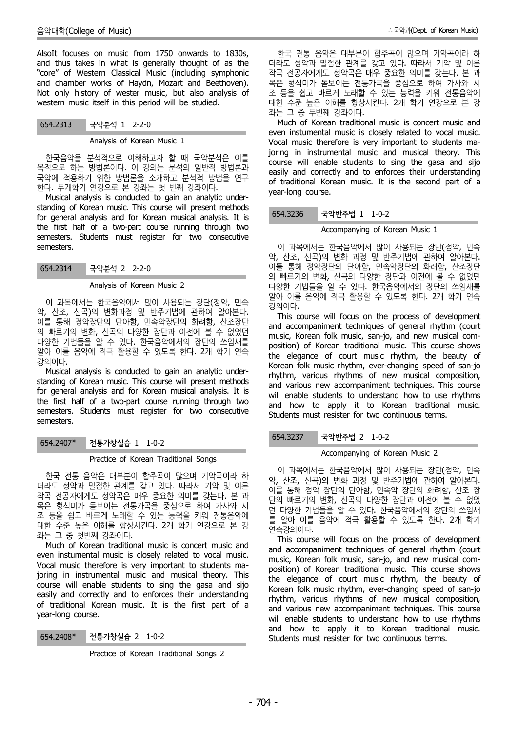AlsoIt focuses on music from 1750 onwards to 1830s, and thus takes in what is generally thought of as the "core" of Western Classical Music (including symphonic and chamber works of Haydn, Mozart and Beethoven). Not only history of wester music, but also analysis of western music itself in this period will be studied.

### 654.2313 국악분석 1 2-2-0

Analysis of Korean Music 1

한국음악을 분석적으로 이해하고자 할 때 국악분석은 이를 목적으로 하는 방법론이다. 이 강의는 분석의 일반적 방법론과 국악에 적용하기 위한 방법론을 소개하고 분석적 방법을 연구한다. 두개학기 연강으로 본 강좌는 첫 번째 강좌이다.

Musical analysis is conducted to gain an analytic understanding of Korean music. This course will present methods for general analysis and for Korean musical analysis. It is the first half of a two-part course running through two semesters. Students must register for two consecutive semesters.

### 654.2314 국악분석 2 2-2-0

Analysis of Korean Music 2

이 과목에서는 한국음악에서 많이 사용되는 장단(정악, 민속악, 산조, 신곡)의 변화과정 및 반주기법에 관하여 알아본다. 이를 통해 정악장단의 단아함, 민속악장단의 화려함, 산조장단의 빠르기의 변화, 신곡의 다양한 장단과 이전에 볼 수 없었던 다양한 기법들을 알 수 있다. 한국음악에서의 장단의 쓰임새를 알아 이를 음악에 적극 활용할 수 있도록 한다. 2개 학기 연속 강의이다.

Musical analysis is conducted to gain an analytic understanding of Korean music. This course will present methods for general analysis and for Korean musical analysis. It is the first half of a two-part course running through two semesters. Students must register for two consecutive semesters.

### 654.2407* 전통가창실습 1 1-0-2

Practice of Korean Traditional Songs

한국 전통 음악은 대부분이 합주곡이 많으며 기악곡이라 하더라도 성악과 밀접한 관계를 갖고 있다. 따라서 기악 및 이론 작곡 전공자에게도 성악곡은 매우 중요한 의미를 갖는다. 본 과목은 형식미가 돋보이는 전통가곡을 중심으로 하여 가사와 시조 등을 쉽고 바르게 노래할 수 있는 능력을 키워 전통음악에 대한 수준 높은 이해를 향상시킨다. 2개 학기 연강으로 본 강좌는 그 중 첫번째 강좌이다.

Much of Korean traditional music is concert music and even instumental music is closely related to vocal music. Vocal music therefore is very important to students majoring in instrumental music and musical theory. This course will enable students to sing the gasa and sijo easily and correctly and to enforces their understanding of traditional Korean music. It is the first part of a year-long course.

### 654.2408* 전통가창실습 2 1-0-2

Practice of Korean Traditional Songs 2

한국 전통 음악은 대부분이 합주곡이 많으며 기악곡이라 하더라도 성악과 밀접한 관계를 갖고 있다. 따라서 기악 및 이론 작곡 전공자에게도 성악곡은 매우 중요한 의미를 갖는다. 본 과목은 형식미가 돋보이는 전통가곡을 중심으로 하여 가사와 시조 등을 쉽고 바르게 노래할 수 있는 능력을 키워 전통음악에 대한 수준 높은 이해를 향상시킨다. 2개 학기 연강으로 본 강좌는 그 중 두번째 강좌이다.

Much of Korean traditional music is concert music and even instumental music is closely related to vocal music. Vocal music therefore is very important to students majoring in instrumental music and musical theory. This course will enable students to sing the gasa and sijo easily and correctly and to enforces their understanding of traditional Korean music. It is the second part of a year-long course.

### 654.3236 국악반주법 1 1-0-2

Accompanying of Korean Music 1

이 과목에서는 한국음악에서 많이 사용되는 장단(정악, 민속악, 산조, 신곡)의 변화 과정 및 반주기법에 관하여 알아본다. 이를 통해 정악장단의 단아함, 민속악장단의 화려함, 산조장단의 빠르기의 변화, 신곡의 다양한 장단과 이전에 볼 수 없었던 다양한 기법들을 알 수 있다. 한국음악에서의 장단의 쓰임새를 알아 이를 음악에 적극 활용할 수 있도록 한다. 2개 학기 연속 강의이다.

This course will focus on the process of development and accompaniment techniques of general rhythm (court music, Korean folk music, san-jo, and new musical composition) of Korean traditional music. This course shows the elegance of court music rhythm, the beauty of Korean folk music rhythm, ever-changing speed of san-jo rhythm, various rhythms of new musical composition, and various new accompaniment techniques. This course will enable students to understand how to use rhythms and how to apply it to Korean traditional music. Students must resister for two continuous terms.

### 654.3237 국악반주법 2 1-0-2

Accompanying of Korean Music 2

이 과목에서는 한국음악에서 많이 사용되는 장단(정악, 민속악, 산조, 신곡)의 변화 과정 및 반주기법에 관하여 알아본다. 이를 통해 정악 장단의 단아함, 민속악 장단의 화려함, 산조 장단의 빠르기의 변화, 신곡의 다양한 장단과 이전에 볼 수 없었던 다양한 기법들을 알 수 있다. 한국음악에서의 장단의 쓰임새를 알아 이를 음악에 적극 활용할 수 있도록 한다. 2개 학기 연속강의이다.

This course will focus on the process of development and accompaniment techniques of general rhythm (court music, Korean folk music, san-jo, and new musical composition) of Korean traditional music. This course shows the elegance of court music rhythm, the beauty of Korean folk music rhythm, ever-changing speed of san-jo rhythm, various rhythms of new musical composition, and various new accompaniment techniques. This course will enable students to understand how to use rhythms and how to apply it to Korean traditional music. Students must resister for two continuous terms.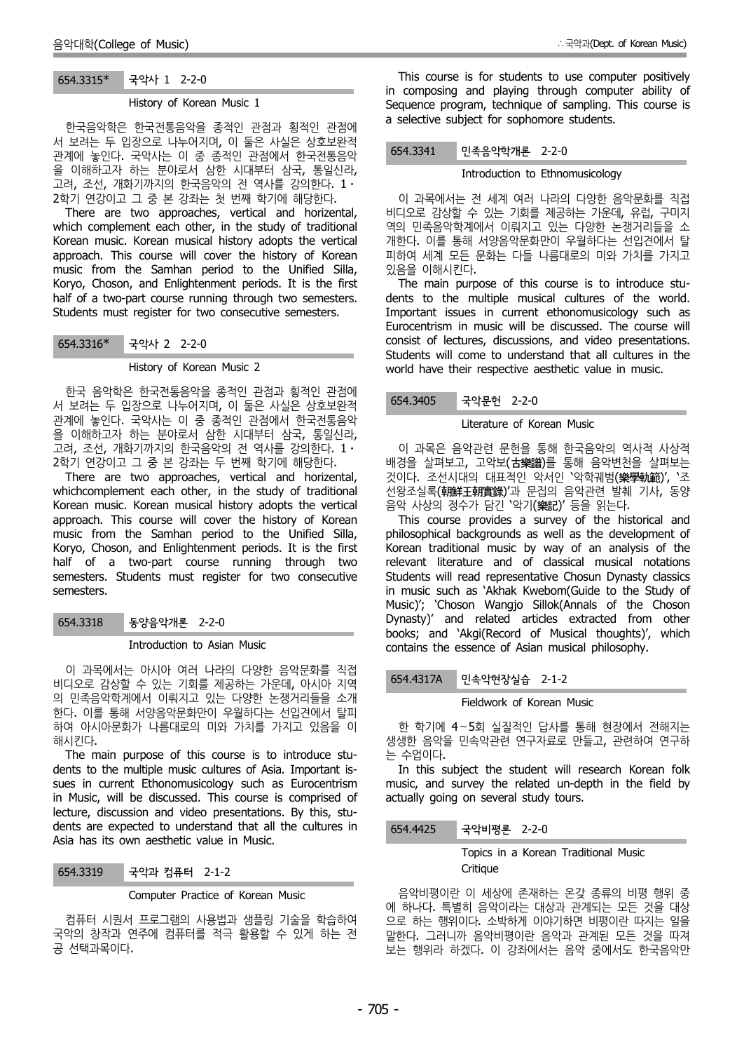### 654.3315* 국악사 1 2-2-0

History of Korean Music 1

한국음악학은 한국전통음악을 종적인 관점과 횡적인 관점에서 보려는 두 입장으로 나누어지며, 이 둘은 사실은 상호보완적 관계에 놓인다. 국악사는 이 중 종적인 관점에서 한국전통음악을 이해하고자 하는 분야로서 삼한 시대부터 삼국, 통일신라, 고려, 조선, 개화기까지의 한국음악의 전 역사를 강의한다. 1·2학기 연강이고 그 중 본 강좌는 첫 번째 학기에 해당한다.

There are two approaches, vertical and horizontal, which complement each other, in the study of traditional Korean music. Korean musical history adopts the vertical approach. This course will cover the history of Korean music from the Samhan period to the Unified Silla, Koryo, Choson, and Enlightenment periods. It is the first half of a two-part course running through two semesters. Students must register for two consecutive semesters.

### 654.3316* 국악사 2 2-2-0

History of Korean Music 2

한국 음악학은 한국전통음악을 종적인 관점과 횡적인 관점에서 보려는 두 입장으로 나누어지며, 이 둘은 사실은 상호보완적 관계에 놓인다. 국악사는 이 중 종적인 관점에서 한국전통음악을 이해하고자 하는 분야로서 삼한 시대부터 삼국, 통일신라, 고려, 조선, 개화기까지의 한국음악의 전 역사를 강의한다. 1·2학기 연강이고 그 중 본 강좌는 두 번째 학기에 해당한다.

There are two approaches, vertical and horizontal, whichcomplement each other, in the study of traditional Korean music. Korean musical history adopts the vertical approach. This course will cover the history of Korean music from the Samhan period to the Unified Silla, Koryo, Choson, and Enlightenment periods. It is the first half of a two-part course running through two semesters. Students must register for two consecutive semesters.

### 654.3318 동양음악개론 2-2-0

Introduction to Asian Music

이 과목에서는 아시아 여러 나라의 다양한 음악문화를 직접 비디오로 감상할 수 있는 기회를 제공하는 가운데, 아시아 지역의 민족음악학계에서 이뤄지고 있는 다양한 논쟁거리들을 소개한다. 이를 통해 서양음악문화만이 우월하다는 선입견에서 탈피하여 아시아문화가 나름대로의 미와 가치를 가지고 있음을 이해시킨다.

The main purpose of this course is to introduce students to the multiple music cultures of Asia. Important issues in current Ethonomusicology such as Eurocentrism in Music, will be discussed. This course is comprised of lecture, discussion and video presentations. By this, students are expected to understand that all the cultures in Asia has its own aesthetic value in Music.

### 654.3319 국악과 컴퓨터 2-1-2

Computer Practice of Korean Music

컴퓨터 시퀀서 프로그램의 사용법과 샘플링 기술을 학습하여 국악의 창작과 연주에 컴퓨터를 적극 활용할 수 있게 하는 전공 선택과목이다.

This course is for students to use computer positively in composing and playing through computer ability of Sequence program, technique of sampling. This course is a selective subject for sophomore students.

### 654.3341 민족음악학개론 2-2-0

Introduction to Ethnomusicology

이 과목에서는 전 세계 여러 나라의 다양한 음악문화를 직접 비디오로 감상할 수 있는 기회를 제공하는 가운데, 유럽, 구미지역의 민족음악학계에서 이뤄지고 있는 다양한 논쟁거리들을 소개한다. 이를 통해 서양음악문화만이 우월하다는 선입견에서 탈피하여 세계 모든 문화는 다들 나름대로의 미와 가치를 가지고 있음을 이해시킨다.

The main purpose of this course is to introduce students to the multiple musical cultures of the world. Important issues in current ethonomusicology such as Eurocentrism in music will be discussed. The course will consist of lectures, discussions, and video presentations. Students will come to understand that all cultures in the world have their respective aesthetic value in music.

### 654.3405 국악문헌 2-2-0

Literature of Korean Music

이 과목은 음악관련 문헌을 통해 한국음악의 역사적 사상적 배경을 살펴보고, 고악보(古樂譜)를 통해 음악변천을 살펴보는 것이다. 조선시대의 대표적인 악서인 '악학궤범(樂學軌範)', '조선왕조실록(朝鮮王朝實錄)'과 문집의 음악관련 발췌 기사, 동양 음악 사상의 정수가 담긴 '악기(樂記)' 등을 읽는다.

This course provides a survey of the historical and philosophical backgrounds as well as the development of Korean traditional music by way of an analysis of the relevant literature and of classical musical notations Students will read representative Chosun Dynasty classics in music such as 'Akhak Kwebom(Guide to the Study of Music)'; 'Choson Wangjo Sillok(Annals of the Choson Dynasty)' and related articles extracted from other books; and 'Akgi(Record of Musical thoughts)', which contains the essence of Asian musical philosophy.

### 654.4317A 민속악현장실습 2-1-2

Fieldwork of Korean Music

한 학기에 4~5회 실질적인 답사를 통해 현장에서 전해지는 생생한 음악을 민속악관련 연구자료로 만들고, 관련하여 연구하는 수업이다.

In this subject the student will research Korean folk music, and survey the related un-depth in the field by actually going on several study tours.

### 654.4425 국악비평론 2-2-0

Topics in a Korean Traditional Music Critique

음악비평이란 이 세상에 존재하는 온갖 종류의 비평 행위 중에 하나다. 특별히 음악이라는 대상과 관계되는 모든 것을 대상으로 하는 행위이다. 소박하게 이야기하면 비평이란 따지는 일을 말한다. 그러니까 음악비평이란 음악과 관계된 모든 것을 따져 보는 행위라 하겠다. 이 강좌에서는 음악 중에서도 한국음악만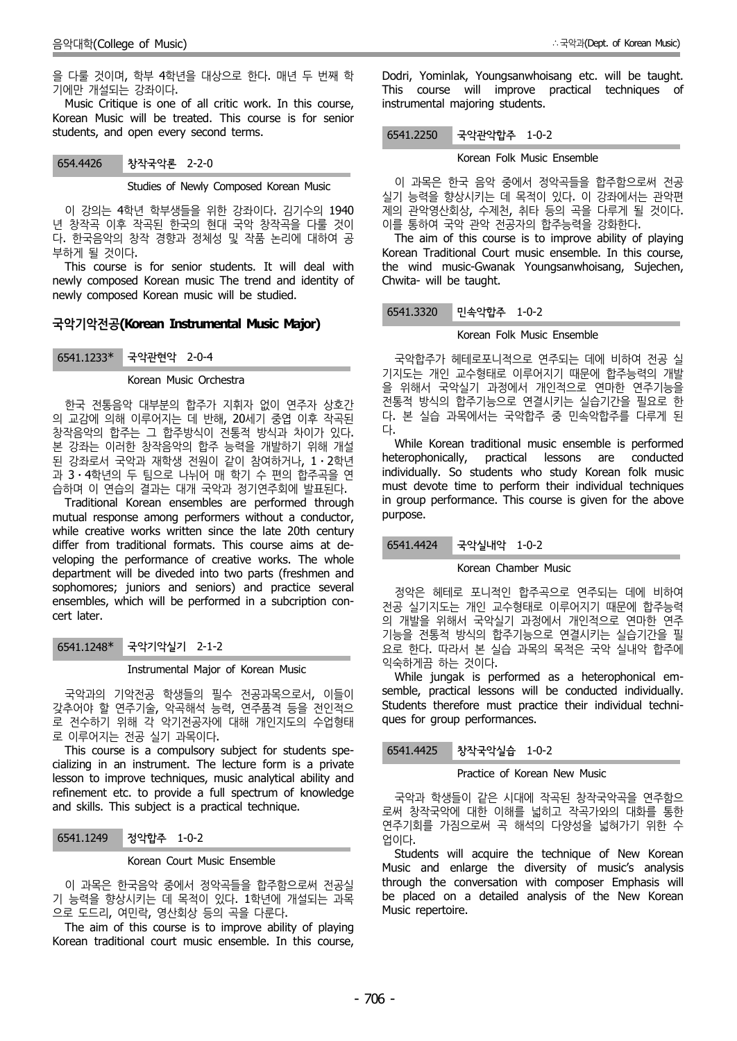을 다룰 것이며, 학부 4학년을 대상으로 한다. 매년 두 번째 학기에만 개설되는 강좌이다.

Music Critique is one of all critic work. In this course, Korean Music will be treated. This course is for senior students, and open every second terms.

**654.4426 창작국악론 2-2-0**

Studies of Newly Composed Korean Music

이 강의는 4학년 학부생들을 위한 강좌이다. 김기수의 1940년 창작곡 이후 작곡된 한국의 현대 국악 창작곡을 다룰 것이다. 한국음악의 창작 경향과 정체성 및 작품 논리에 대하여 공부하게 될 것이다.

This course is for senior students. It will deal with newly composed Korean music The trend and identity of newly composed Korean music will be studied.

## 국악기악전공(Korean Instrumental Music Major)

**6541.1233* 국악관현악 2-0-4**

Korean Music Orchestra

한국 전통음악 대부분의 합주가 지휘자 없이 연주자 상호간의 교감에 의해 이루어지는 데 반해, 20세기 중엽 이후 작곡된 창작음악의 합주는 그 합주방식이 전통적 방식과 차이가 있다. 본 강좌는 이러한 창작음악의 합주 능력을 개발하기 위해 개설된 강좌로서 국악과 재학생 전원이 같이 참여하거나, 1·2학년과 3·4학년의 두 팀으로 나뉘어 매 학기 수 편의 합주곡을 연습하며 이 연습의 결과는 대개 국악과 정기연주회에 발표된다.

Traditional Korean ensembles are performed through mutual response among performers without a conductor, while creative works written since the late 20th century differ from traditional formats. This course aims at developing the performance of creative works. The whole department will be diveded into two parts (freshmen and sophomores; juniors and seniors) and practice several ensembles, which will be performed in a subcription concert later.

**6541.1248* 국악기악실기 2-1-2**

Instrumental Major of Korean Music

국악과의 기악전공 학생들의 필수 전공과목으로서, 이들이 갖추어야 할 연주기술, 악곡해석 능력, 연주품격 등을 전인적으로 전수하기 위해 각 악기전공자에 대해 개인지도의 수업형태로 이루어지는 전공 실기 과목이다.

This course is a compulsory subject for students specializing in an instrument. The lecture form is a private lesson to improve techniques, music analytical ability and refinement etc. to provide a full spectrum of knowledge and skills. This subject is a practical technique.

**6541.1249 정악합주 1-0-2**

Korean Court Music Ensemble

이 과목은 한국음악 중에서 정악곡들을 합주함으로써 전공실기 능력을 향상시키는 데 목적이 있다. 1학년에 개설되는 과목으로 도드리, 여민락, 영산회상 등의 곡을 다룬다.

The aim of this course is to improve ability of playing Korean traditional court music ensemble. In this course, Dodri, Yominlak, Youngsanwhoisang etc. will be taught. This course will improve practical techniques of instrumental majoring students.

**6541.2250 국악관악합주 1-0-2**

Korean Folk Music Ensemble

이 과목은 한국 음악 중에서 정악곡들을 합주함으로써 전공 실기 능력을 향상시키는 데 목적이 있다. 이 강좌에서는 관악편제의 관악영산회상, 수제천, 취타 등의 곡을 다루게 될 것이다. 이를 통하여 국악 관악 전공자의 합주능력을 강화한다.

The aim of this course is to improve ability of playing Korean Traditional Court music ensemble. In this course, the wind music-Gwanak Youngsanwhoisang, Sujechen, Chwita- will be taught.

**6541.3320 민속악합주 1-0-2**

Korean Folk Music Ensemble

국악합주가 헤테로포니적으로 연주되는 데에 비하여 전공 실기지도는 개인 교수형태로 이루어지기 때문에 합주능력의 개발을 위해서 국악실기 과정에서 개인적으로 연마한 연주기능을 전통적 방식의 합주기능으로 연결시키는 실습기간을 필요로 한다. 본 실습 과목에서는 국악합주 중 민속악합주를 다루게 된다.

While Korean traditional music ensemble is performed heterophonically, practical lessons are conducted individually. So students who study Korean folk music must devote time to perform their individual techniques in group performance. This course is given for the above purpose.

**6541.4424 국악실내악 1-0-2**

Korean Chamber Music

정악은 헤테로 포니적인 합주곡으로 연주되는 데에 비하여 전공 실기지도는 개인 교수형태로 이루어지기 때문에 합주능력의 개발을 위해서 국악실기 과정에서 개인적으로 연마한 연주기능을 전통적 방식의 합주기능으로 연결시키는 실습기간을 필요로 한다. 따라서 본 실습 과목의 목적은 국악 실내악 합주에 익숙하게끔 하는 것이다.

While jungak is performed as a heterophonical emsemble, practical lessons will be conducted individually. Students therefore must practice their individual techniques for group performances.

**6541.4425 창작국악실습 1-0-2**

Practice of Korean New Music

국악과 학생들이 같은 시대에 작곡된 창작국악곡을 연주함으로써 창작국악에 대한 이해를 넓히고 작곡가와의 대화를 통한 연주기회를 가짐으로써 곡 해석의 다양성을 넓혀가기 위한 수업이다.

Students will acquire the technique of New Korean Music and enlarge the diversity of music's analysis through the conversation with composer Emphasis will be placed on a detailed analysis of the New Korean Music repertoire.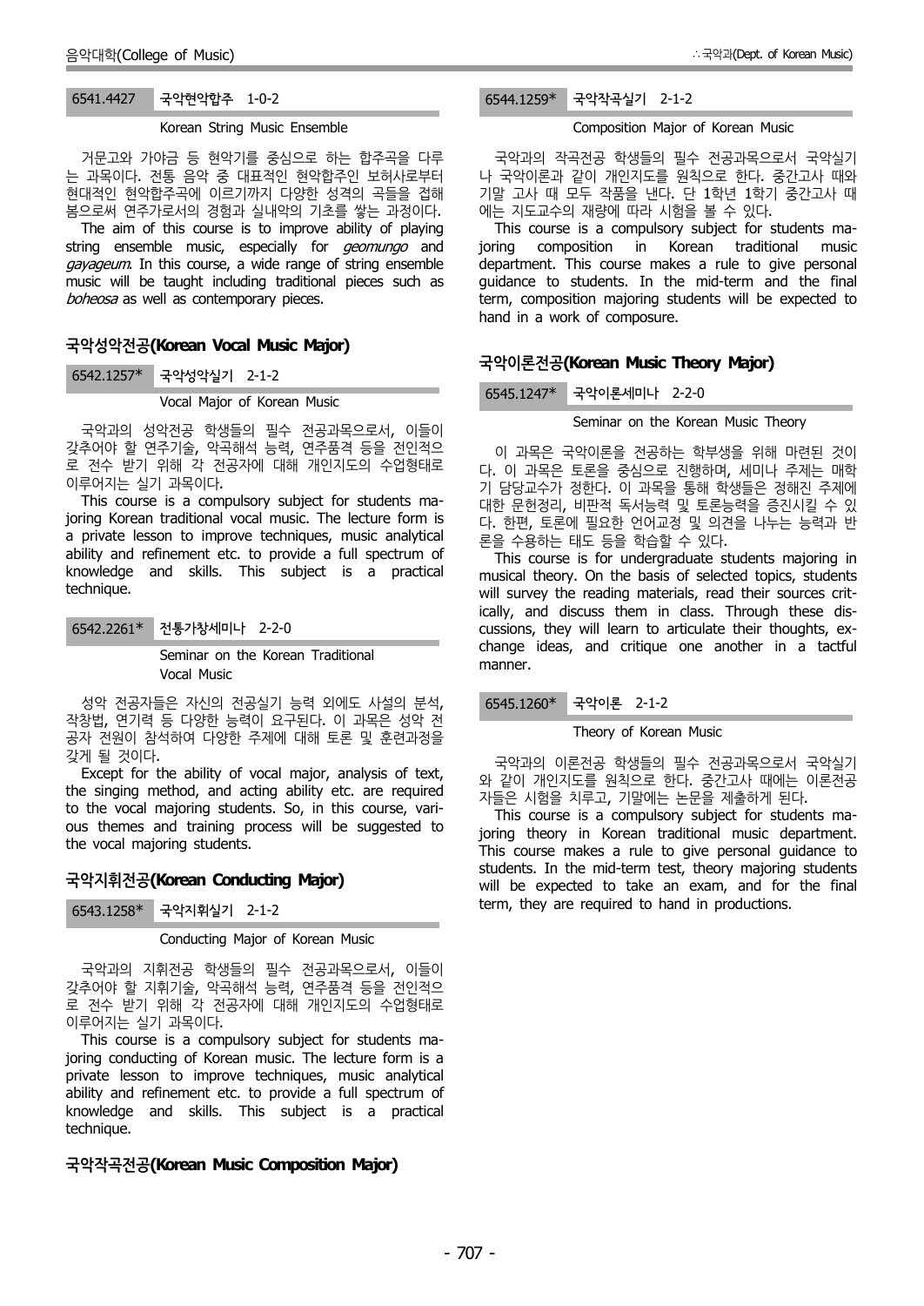**6541.4427 국악현악합주 1-0-2**

Korean String Music Ensemble

거문고와 가야금 등 현악기를 중심으로 하는 합주곡을 다루는 과목이다. 전통 음악 중 대표적인 현악합주인 보허사로부터 현대적인 현악합주곡에 이르기까지 다양한 성격의 곡들을 접해 봄으로써 연주가로서의 경험과 실내악의 기초를 쌓는 과정이다.

The aim of this course is to improve ability of playing string ensemble music, especially for *geomungo* and *gayageum*. In this course, a wide range of string ensemble music will be taught including traditional pieces such as *boheosa* as well as contemporary pieces.

## 국악성악전공(Korean Vocal Music Major)

**6542.1257* 국악성악실기 2-1-2**

Vocal Major of Korean Music

국악과의 성악전공 학생들의 필수 전공과목으로서, 이들이 갖추어야 할 연주기술, 악곡해석 능력, 연주품격 등을 전인적으로 전수 받기 위해 각 전공자에 대해 개인지도의 수업형태로 이루어지는 실기 과목이다.

This course is a compulsory subject for students majoring Korean traditional vocal music. The lecture form is a private lesson to improve techniques, music analytical ability and refinement etc. to provide a full spectrum of knowledge and skills. This subject is a practical technique.

**6542.2261* 전통가창세미나 2-2-0**

Seminar on the Korean Traditional Vocal Music

성악 전공자들은 자신의 전공실기 능력 외에도 사설의 분석, 작창법, 연기력 등 다양한 능력이 요구된다. 이 과목은 성악 전공자 전원이 참석하여 다양한 주제에 대해 토론 및 훈련과정을 갖게 될 것이다.

Except for the ability of vocal major, analysis of text, the singing method, and acting ability etc. are required to the vocal majoring students. So, in this course, various themes and training process will be suggested to the vocal majoring students.

## 국악지휘전공(Korean Conducting Major)

**6543.1258* 국악지휘실기 2-1-2**

Conducting Major of Korean Music

국악과의 지휘전공 학생들의 필수 전공과목으로서, 이들이 갖추어야 할 지휘기술, 악곡해석 능력, 연주품격 등을 전인적으로 전수 받기 위해 각 전공자에 대해 개인지도의 수업형태로 이루어지는 실기 과목이다.

This course is a compulsory subject for students majoring conducting of Korean music. The lecture form is a private lesson to improve techniques, music analytical ability and refinement etc. to provide a full spectrum of knowledge and skills. This subject is a practical technique.

## 국악작곡전공(Korean Music Composition Major)

**6544.1259* 국악작곡실기 2-1-2**

Composition Major of Korean Music

국악과의 작곡전공 학생들의 필수 전공과목으로서 국악실기나 국악이론과 같이 개인지도를 원칙으로 한다. 중간고사 때와 기말 고사 때 모두 작품을 낸다. 단 1학년 1학기 중간고사 때에는 지도교수의 재량에 따라 시험을 볼 수 있다.

This course is a compulsory subject for students majoring composition in Korean traditional music department. This course makes a rule to give personal guidance to students. In the mid-term and the final term, composition majoring students will be expected to hand in a work of composure.

## 국악이론전공(Korean Music Theory Major)

**6545.1247* 국악이론세미나 2-2-0**

Seminar on the Korean Music Theory

이 과목은 국악이론을 전공하는 학부생을 위해 마련된 것이다. 이 과목은 토론을 중심으로 진행하며, 세미나 주제는 매학기 담당교수가 정한다. 이 과목을 통해 학생들은 정해진 주제에 대한 문헌정리, 비판적 독서능력 및 토론능력을 증진시킬 수 있다. 한편, 토론에 필요한 언어교정 및 의견을 나누는 능력과 반론을 수용하는 태도 등을 학습할 수 있다.

This course is for undergraduate students majoring in musical theory. On the basis of selected topics, students will survey the reading materials, read their sources critically, and discuss them in class. Through these discussions, they will learn to articulate their thoughts, exchange ideas, and critique one another in a tactful manner.

**6545.1260* 국악이론 2-1-2**

Theory of Korean Music

국악과의 이론전공 학생들의 필수 전공과목으로서 국악실기와 같이 개인지도를 원칙으로 한다. 중간고사 때에는 이론전공자들은 시험을 치루고, 기말에는 논문을 제출하게 된다.

This course is a compulsory subject for students majoring theory in Korean traditional music department. This course makes a rule to give personal guidance to students. In the mid-term test, theory majoring students will be expected to take an exam, and for the final term, they are required to hand in productions.